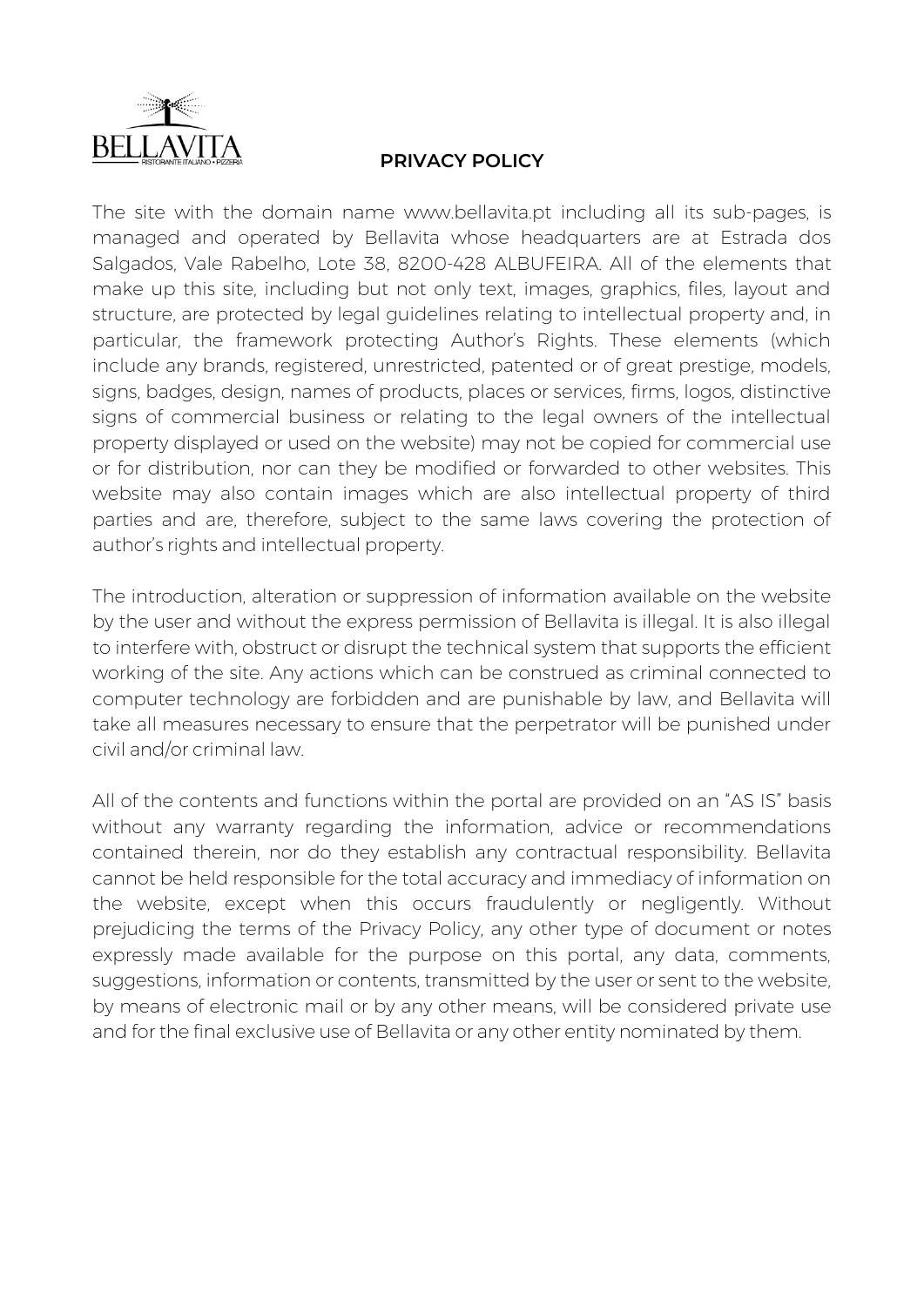# PRIVACY POLICY

The site with the domain name www.bellavita.pt including all its sub-pages, is managed and operated by Bellavita whose headquarters are at Estrada dos Salgados, Vale Rabelho, Lote 38, 8200-428 ALBUFEIRA. All of the elements that make up this site, including but not only text, images, graphics, files, layout and structure, are protected by legal guidelines relating to intellectual property and, in particular, the framework protecting Author's Rights. These elements (which include any brands, registered, unrestricted, patented or of great prestige, models, signs, badges, design, names of products, places or services, firms, logos, distinctive signs of commercial business or relating to the legal owners of the intellectual property displayed or used on the website) may not be copied for commercial use or for distribution, nor can they be modified or forwarded to other websites. This website may also contain images which are also intellectual property of third parties and are, therefore, subject to the same laws covering the protection of author's rights and intellectual property.

The introduction, alteration or suppression of information available on the website by the user and without the express permission of Bellavita is illegal. It is also illegal to interfere with, obstruct or disrupt the technical system that supports the efficient working of the site. Any actions which can be construed as criminal connected to computer technology are forbidden and are punishable by law, and Bellavita will take all measures necessary to ensure that the perpetrator will be punished under civil and/or criminal law.

All of the contents and functions within the portal are provided on an "AS IS" basis without any warranty regarding the information, advice or recommendations contained therein, nor do they establish any contractual responsibility. Bellavita cannot be held responsible for the total accuracy and immediacy of information on the website, except when this occurs fraudulently or negligently. Without prejudicing the terms of the Privacy Policy, any other type of document or notes expressly made available for the purpose on this portal, any data, comments, suggestions, information or contents, transmitted by the user or sent to the website, by means of electronic mail or by any other means, will be considered private use and for the final exclusive use of Bellavita or any other entity nominated by them.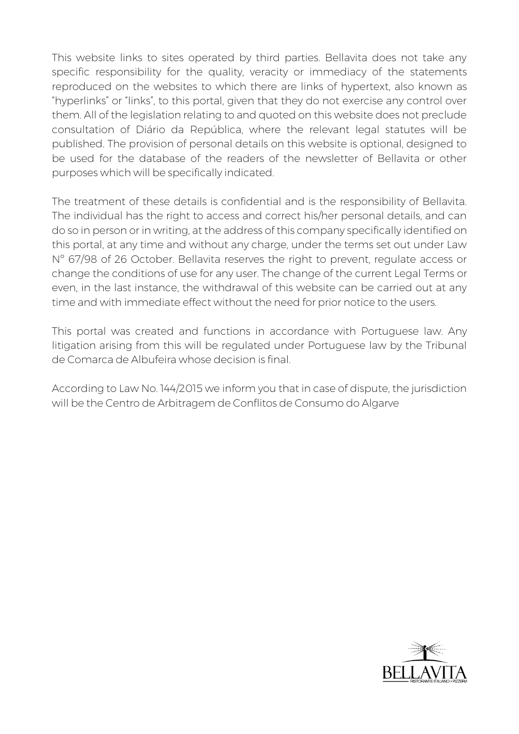This website links to sites operated by third parties. Bellavita does not take any specific responsibility for the quality, veracity or immediacy of the statements reproduced on the websites to which there are links of hypertext, also known as "hyperlinks" or "links", to this portal, given that they do not exercise any control over them. All of the legislation relating to and quoted on this website does not preclude consultation of Diário da República, where the relevant legal statutes will be published. The provision of personal details on this website is optional, designed to be used for the database of the readers of the newsletter of Bellavita or other purposes which will be specifically indicated.

The treatment of these details is confidential and is the responsibility of Bellavita. The individual has the right to access and correct his/her personal details, and can do so in person or in writing, at the address of this company specifically identified on this portal, at any time and without any charge, under the terms set out under Law N° 67/98 of 26 October. Bellavita reserves the right to prevent, regulate access or change the conditions of use for any user. The change of the current Legal Terms or even, in the last instance, the withdrawal of this website can be carried out at any time and with immediate effect without the need for prior notice to the users.

This portal was created and functions in accordance with Portuguese law. Any litigation arising from this will be regulated under Portuguese law by the Tribunal de Comarca de Albufeira whose decision is final.

According to Law No. 144/2015 we inform you that in case of dispute, the jurisdiction will be the Centro de Arbitragem de Conflitos de Consumo do Algarve

BELLAVITA
RISTORANTE ITALIANO • PIZZERIA